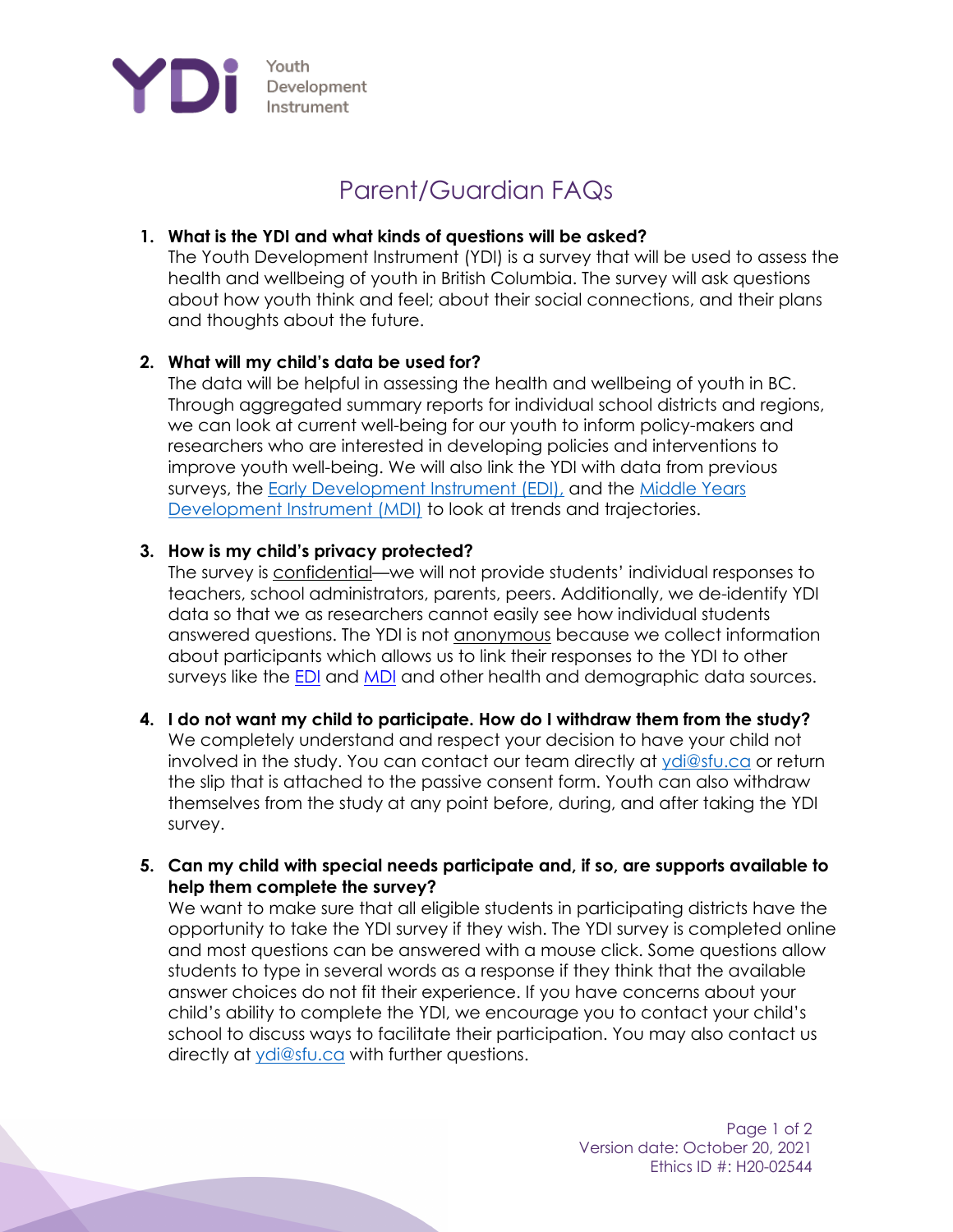Youth Development Instrument

# Parent/Guardian FAQs

1. **What is the YDI and what kinds of questions will be asked?**
   The Youth Development Instrument (YDI) is a survey that will be used to assess the health and wellbeing of youth in British Columbia. The survey will ask questions about how youth think and feel; about their social connections, and their plans and thoughts about the future.

2. **What will my child's data be used for?**
   The data will be helpful in assessing the health and wellbeing of youth in BC. Through aggregated summary reports for individual school districts and regions, we can look at current well-being for our youth to inform policy-makers and researchers who are interested in developing policies and interventions to improve youth well-being. We will also link the YDI with data from previous surveys, the Early Development Instrument (EDI), and the Middle Years Development Instrument (MDI) to look at trends and trajectories.

3. **How is my child's privacy protected?**
   The survey is confidential—we will not provide students' individual responses to teachers, school administrators, parents, peers. Additionally, we de-identify YDI data so that we as researchers cannot easily see how individual students answered questions. The YDI is not anonymous because we collect information about participants which allows us to link their responses to the YDI to other surveys like the EDI and MDI and other health and demographic data sources.

4. **I do not want my child to participate. How do I withdraw them from the study?**
   We completely understand and respect your decision to have your child not involved in the study. You can contact our team directly at ydi@sfu.ca or return the slip that is attached to the passive consent form. Youth can also withdraw themselves from the study at any point before, during, and after taking the YDI survey.

5. **Can my child with special needs participate and, if so, are supports available to help them complete the survey?**
   We want to make sure that all eligible students in participating districts have the opportunity to take the YDI survey if they wish. The YDI survey is completed online and most questions can be answered with a mouse click. Some questions allow students to type in several words as a response if they think that the available answer choices do not fit their experience. If you have concerns about your child's ability to complete the YDI, we encourage you to contact your child's school to discuss ways to facilitate their participation. You may also contact us directly at ydi@sfu.ca with further questions.

Version date: October 20, 2021
Ethics ID #: H20-02544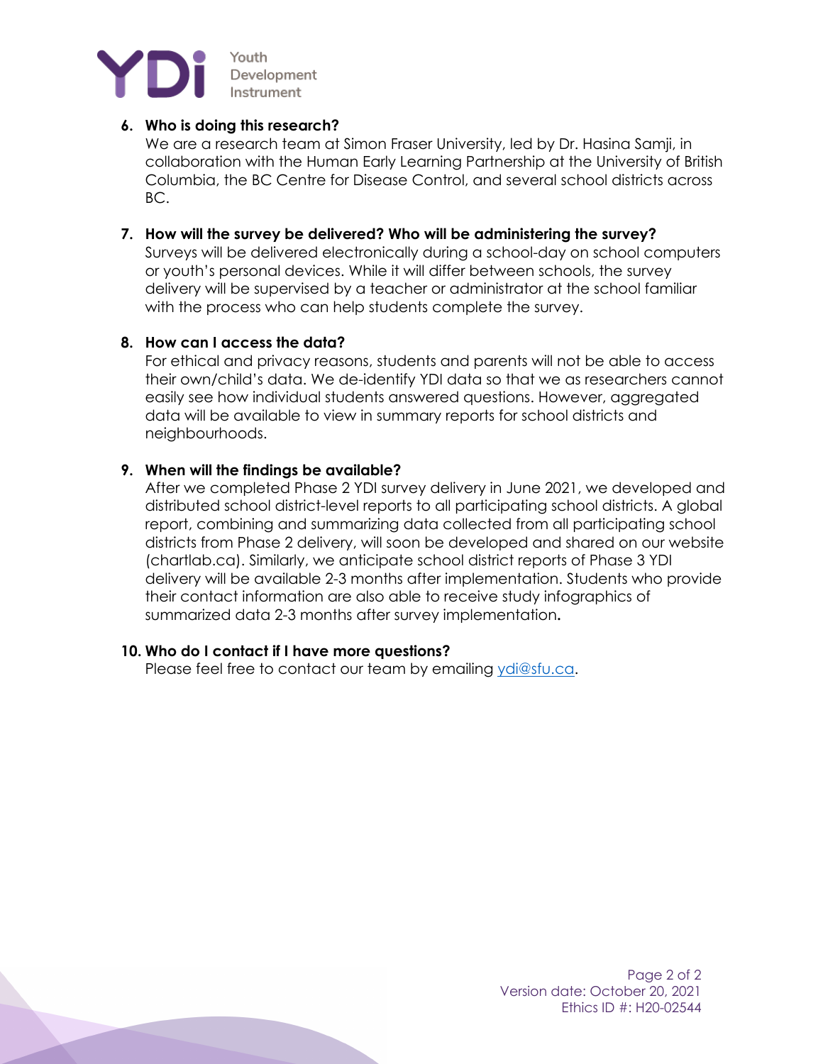6. **Who is doing this research?**
   We are a research team at Simon Fraser University, led by Dr. Hasina Samji, in collaboration with the Human Early Learning Partnership at the University of British Columbia, the BC Centre for Disease Control, and several school districts across BC.

7. **How will the survey be delivered? Who will be administering the survey?**
   Surveys will be delivered electronically during a school-day on school computers or youth's personal devices. While it will differ between schools, the survey delivery will be supervised by a teacher or administrator at the school familiar with the process who can help students complete the survey.

8. **How can I access the data?**
   For ethical and privacy reasons, students and parents will not be able to access their own/child's data. We de-identify YDI data so that we as researchers cannot easily see how individual students answered questions. However, aggregated data will be available to view in summary reports for school districts and neighbourhoods.

9. **When will the findings be available?**
   After we completed Phase 2 YDI survey delivery in June 2021, we developed and distributed school district-level reports to all participating school districts. A global report, combining and summarizing data collected from all participating school districts from Phase 2 delivery, will soon be developed and shared on our website (chartlab.ca). Similarly, we anticipate school district reports of Phase 3 YDI delivery will be available 2-3 months after implementation. Students who provide their contact information are also able to receive study infographics of summarized data 2-3 months after survey implementation**.**

10. **Who do I contact if I have more questions?**
    Please feel free to contact our team by emailing [ydi@sfu.ca](mailto:ydi@sfu.ca).

Version date: October 20, 2021
Ethics ID #: H20-02544